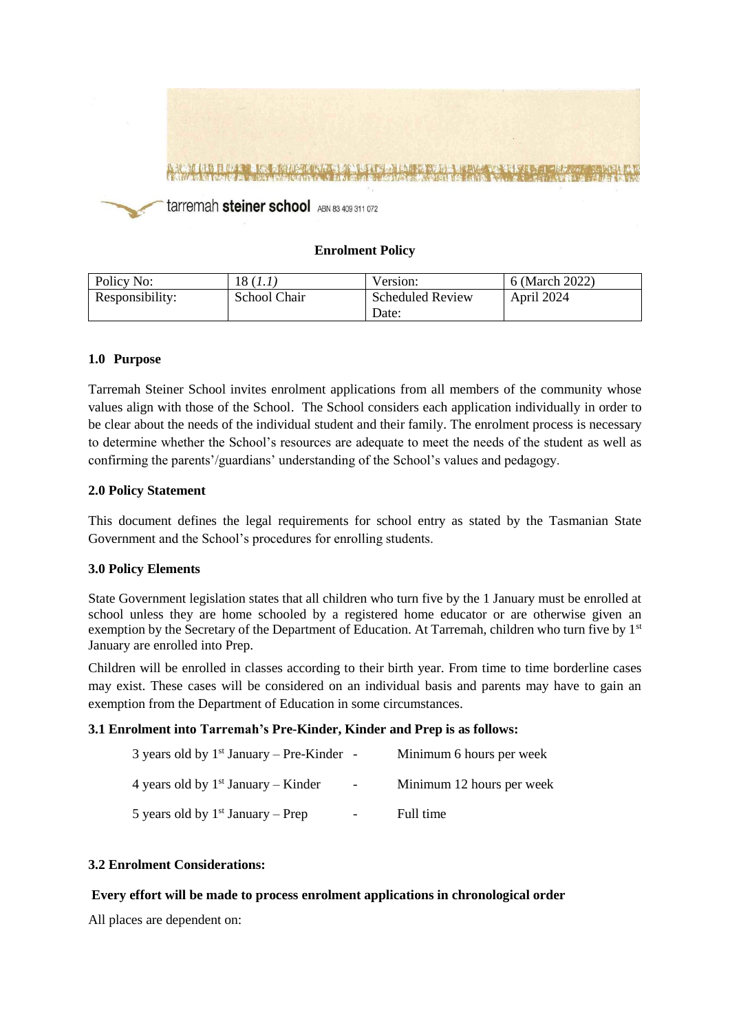tarremah **steiner school** ABN 83 409 311 072

**Enrolment Policy**

| | | | |
|---|---|---|---|
| Policy No: | 18 (*1.1*) | Version: | 6 (March 2022) |
| Responsibility: | School Chair | Scheduled Review Date: | April 2024 |

### 1.0 Purpose

Tarremah Steiner School invites enrolment applications from all members of the community whose values align with those of the School. The School considers each application individually in order to be clear about the needs of the individual student and their family. The enrolment process is necessary to determine whether the School's resources are adequate to meet the needs of the student as well as confirming the parents'/guardians' understanding of the School's values and pedagogy.

### 2.0 Policy Statement

This document defines the legal requirements for school entry as stated by the Tasmanian State Government and the School's procedures for enrolling students.

### 3.0 Policy Elements

State Government legislation states that all children who turn five by the 1 January must be enrolled at school unless they are home schooled by a registered home educator or are otherwise given an exemption by the Secretary of the Department of Education. At Tarremah, children who turn five by 1st January are enrolled into Prep.

Children will be enrolled in classes according to their birth year. From time to time borderline cases may exist. These cases will be considered on an individual basis and parents may have to gain an exemption from the Department of Education in some circumstances.

#### 3.1 Enrolment into Tarremah's Pre-Kinder, Kinder and Prep is as follows:

3 years old by 1st January – Pre-Kinder - Minimum 6 hours per week

4 years old by 1st January – Kinder - Minimum 12 hours per week

5 years old by 1st January – Prep - Full time

#### 3.2 Enrolment Considerations:

**Every effort will be made to process enrolment applications in chronological order**

All places are dependent on: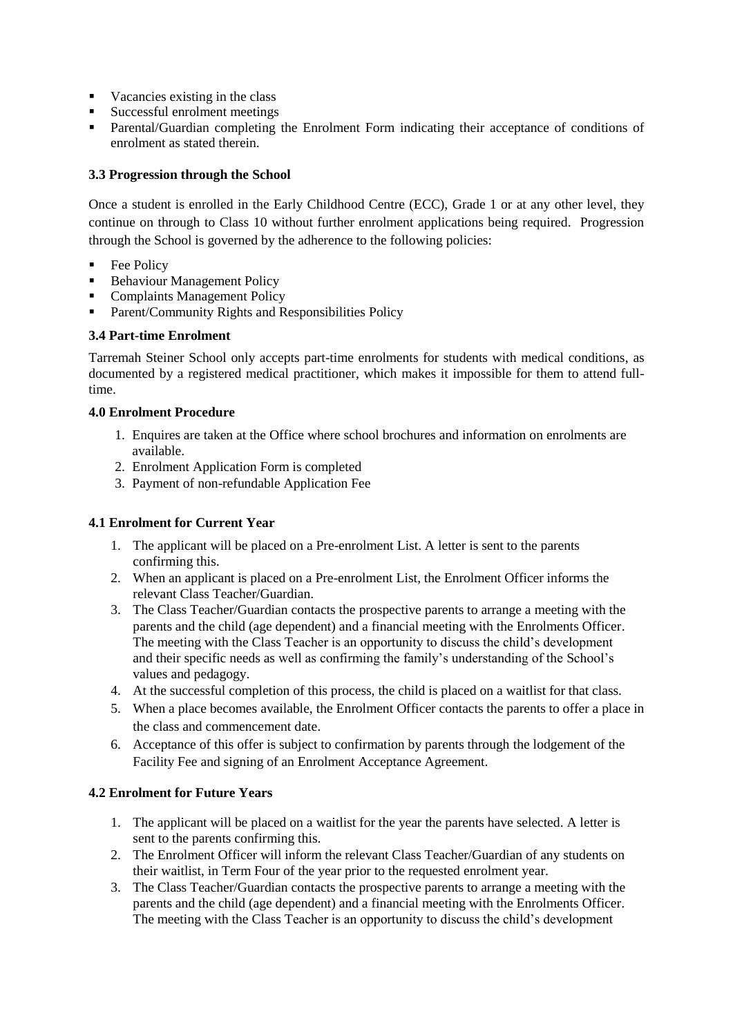- Vacancies existing in the class
- Successful enrolment meetings
- Parental/Guardian completing the Enrolment Form indicating their acceptance of conditions of enrolment as stated therein.

### 3.3 Progression through the School

Once a student is enrolled in the Early Childhood Centre (ECC), Grade 1 or at any other level, they continue on through to Class 10 without further enrolment applications being required. Progression through the School is governed by the adherence to the following policies:

- Fee Policy
- Behaviour Management Policy
- Complaints Management Policy
- Parent/Community Rights and Responsibilities Policy

### 3.4 Part-time Enrolment

Tarremah Steiner School only accepts part-time enrolments for students with medical conditions, as documented by a registered medical practitioner, which makes it impossible for them to attend full-time.

### 4.0 Enrolment Procedure

1. Enquires are taken at the Office where school brochures and information on enrolments are available.
2. Enrolment Application Form is completed
3. Payment of non-refundable Application Fee

### 4.1 Enrolment for Current Year

1. The applicant will be placed on a Pre-enrolment List. A letter is sent to the parents confirming this.
2. When an applicant is placed on a Pre-enrolment List, the Enrolment Officer informs the relevant Class Teacher/Guardian.
3. The Class Teacher/Guardian contacts the prospective parents to arrange a meeting with the parents and the child (age dependent) and a financial meeting with the Enrolments Officer. The meeting with the Class Teacher is an opportunity to discuss the child's development and their specific needs as well as confirming the family's understanding of the School's values and pedagogy.
4. At the successful completion of this process, the child is placed on a waitlist for that class.
5. When a place becomes available, the Enrolment Officer contacts the parents to offer a place in the class and commencement date.
6. Acceptance of this offer is subject to confirmation by parents through the lodgement of the Facility Fee and signing of an Enrolment Acceptance Agreement.

### 4.2 Enrolment for Future Years

1. The applicant will be placed on a waitlist for the year the parents have selected. A letter is sent to the parents confirming this.
2. The Enrolment Officer will inform the relevant Class Teacher/Guardian of any students on their waitlist, in Term Four of the year prior to the requested enrolment year.
3. The Class Teacher/Guardian contacts the prospective parents to arrange a meeting with the parents and the child (age dependent) and a financial meeting with the Enrolments Officer. The meeting with the Class Teacher is an opportunity to discuss the child's development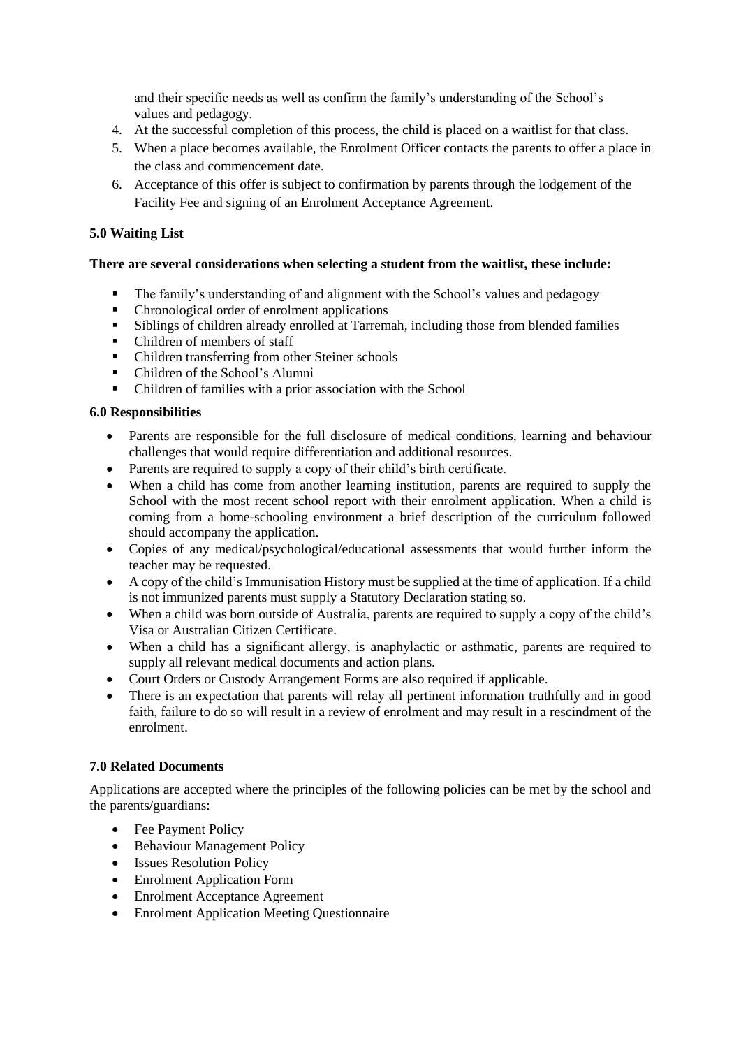and their specific needs as well as confirm the family's understanding of the School's values and pedagogy.

4. At the successful completion of this process, the child is placed on a waitlist for that class.
5. When a place becomes available, the Enrolment Officer contacts the parents to offer a place in the class and commencement date.
6. Acceptance of this offer is subject to confirmation by parents through the lodgement of the Facility Fee and signing of an Enrolment Acceptance Agreement.

## 5.0 Waiting List

**There are several considerations when selecting a student from the waitlist, these include:**

- The family's understanding of and alignment with the School's values and pedagogy
- Chronological order of enrolment applications
- Siblings of children already enrolled at Tarremah, including those from blended families
- Children of members of staff
- Children transferring from other Steiner schools
- Children of the School's Alumni
- Children of families with a prior association with the School

## 6.0 Responsibilities

- Parents are responsible for the full disclosure of medical conditions, learning and behaviour challenges that would require differentiation and additional resources.
- Parents are required to supply a copy of their child's birth certificate.
- When a child has come from another learning institution, parents are required to supply the School with the most recent school report with their enrolment application. When a child is coming from a home-schooling environment a brief description of the curriculum followed should accompany the application.
- Copies of any medical/psychological/educational assessments that would further inform the teacher may be requested.
- A copy of the child's Immunisation History must be supplied at the time of application. If a child is not immunized parents must supply a Statutory Declaration stating so.
- When a child was born outside of Australia, parents are required to supply a copy of the child's Visa or Australian Citizen Certificate.
- When a child has a significant allergy, is anaphylactic or asthmatic, parents are required to supply all relevant medical documents and action plans.
- Court Orders or Custody Arrangement Forms are also required if applicable.
- There is an expectation that parents will relay all pertinent information truthfully and in good faith, failure to do so will result in a review of enrolment and may result in a rescindment of the enrolment.

## 7.0 Related Documents

Applications are accepted where the principles of the following policies can be met by the school and the parents/guardians:

- Fee Payment Policy
- Behaviour Management Policy
- Issues Resolution Policy
- Enrolment Application Form
- Enrolment Acceptance Agreement
- Enrolment Application Meeting Questionnaire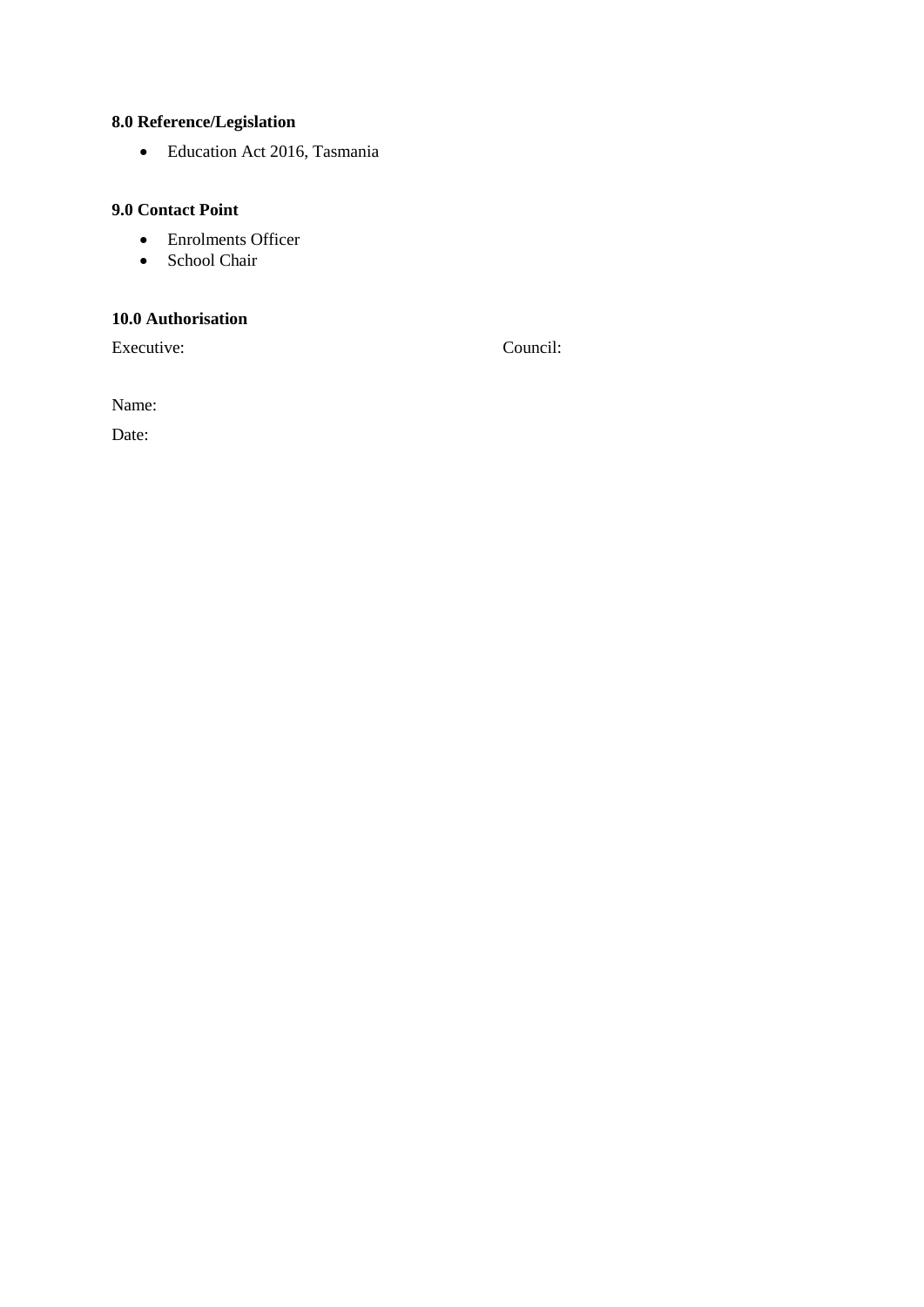**8.0 Reference/Legislation**

- Education Act 2016, Tasmania

**9.0 Contact Point**

- Enrolments Officer
- School Chair

**10.0 Authorisation**

Executive: Council:

Name:

Date: